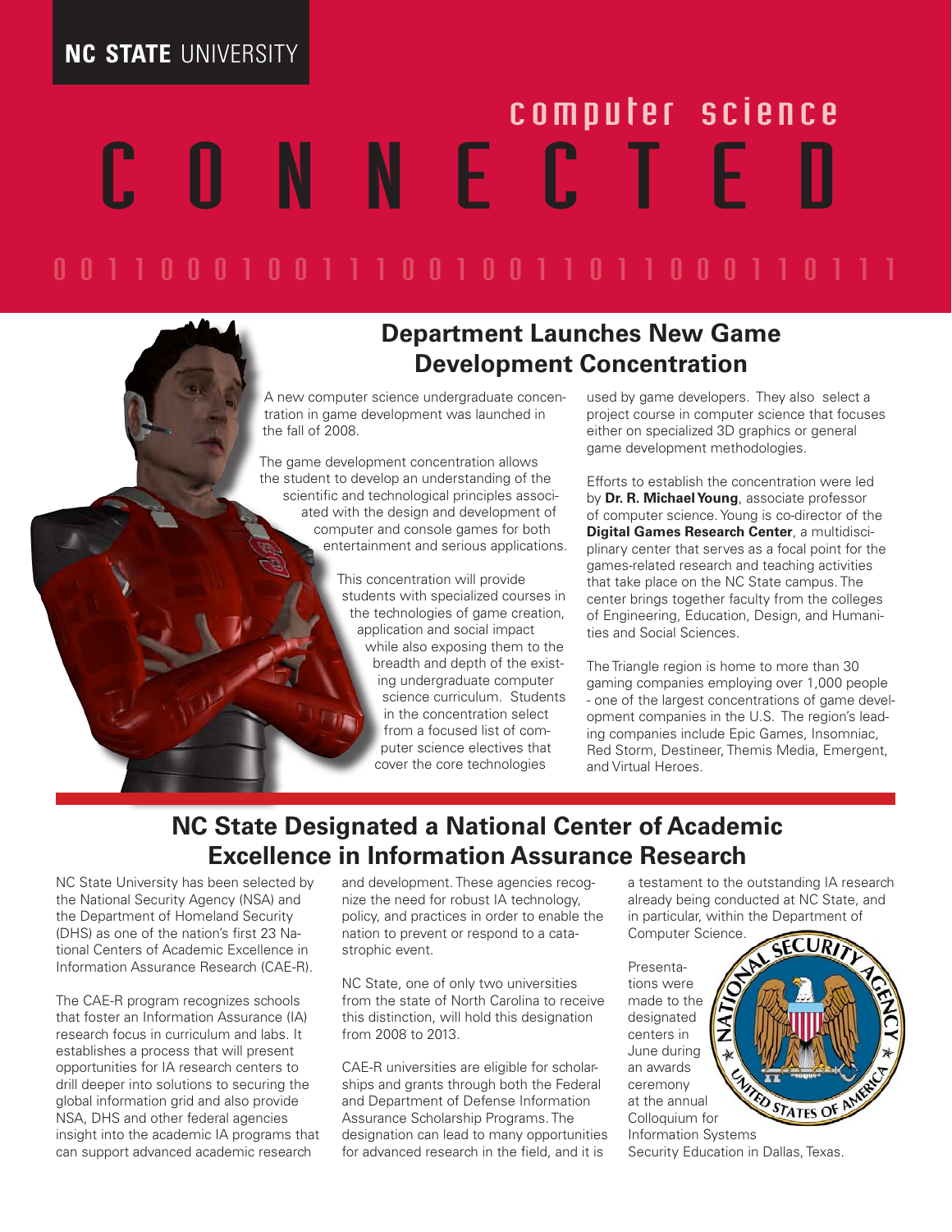NC STATE UNIVERSITY

# computer science CONNECTED

0 0 1 1 0 0 0 1 0 0 1 1 1 0 0 1 0 0 1 1 0 1 1 0 0 0 1 1 0 1 1 1

## Department Launches New Game Development Concentration

A new computer science undergraduate concentration in game development was launched in the fall of 2008.

The game development concentration allows the student to develop an understanding of the scientific and technological principles associated with the design and development of computer and console games for both entertainment and serious applications.

This concentration will provide students with specialized courses in the technologies of game creation, application and social impact while also exposing them to the breadth and depth of the existing undergraduate computer science curriculum. Students in the concentration select from a focused list of computer science electives that cover the core technologies used by game developers. They also select a project course in computer science that focuses either on specialized 3D graphics or general game development methodologies.

Efforts to establish the concentration were led by **Dr. R. Michael Young**, associate professor of computer science. Young is co-director of the **Digital Games Research Center**, a multidisciplinary center that serves as a focal point for the games-related research and teaching activities that take place on the NC State campus. The center brings together faculty from the colleges of Engineering, Education, Design, and Humanities and Social Sciences.

The Triangle region is home to more than 30 gaming companies employing over 1,000 people - one of the largest concentrations of game development companies in the U.S. The region's leading companies include Epic Games, Insomniac, Red Storm, Destineer, Themis Media, Emergent, and Virtual Heroes.

## NC State Designated a National Center of Academic Excellence in Information Assurance Research

NC State University has been selected by the National Security Agency (NSA) and the Department of Homeland Security (DHS) as one of the nation's first 23 National Centers of Academic Excellence in Information Assurance Research (CAE-R).

The CAE-R program recognizes schools that foster an Information Assurance (IA) research focus in curriculum and labs. It establishes a process that will present opportunities for IA research centers to drill deeper into solutions to securing the global information grid and also provide NSA, DHS and other federal agencies insight into the academic IA programs that can support advanced academic research and development. These agencies recognize the need for robust IA technology, policy, and practices in order to enable the nation to prevent or respond to a catastrophic event.

NC State, one of only two universities from the state of North Carolina to receive this distinction, will hold this designation from 2008 to 2013.

CAE-R universities are eligible for scholarships and grants through both the Federal and Department of Defense Information Assurance Scholarship Programs. The designation can lead to many opportunities for advanced research in the field, and it is a testament to the outstanding IA research already being conducted at NC State, and in particular, within the Department of Computer Science.

Presentations were made to the designated centers in June during an awards ceremony at the annual Colloquium for Information Systems Security Education in Dallas, Texas.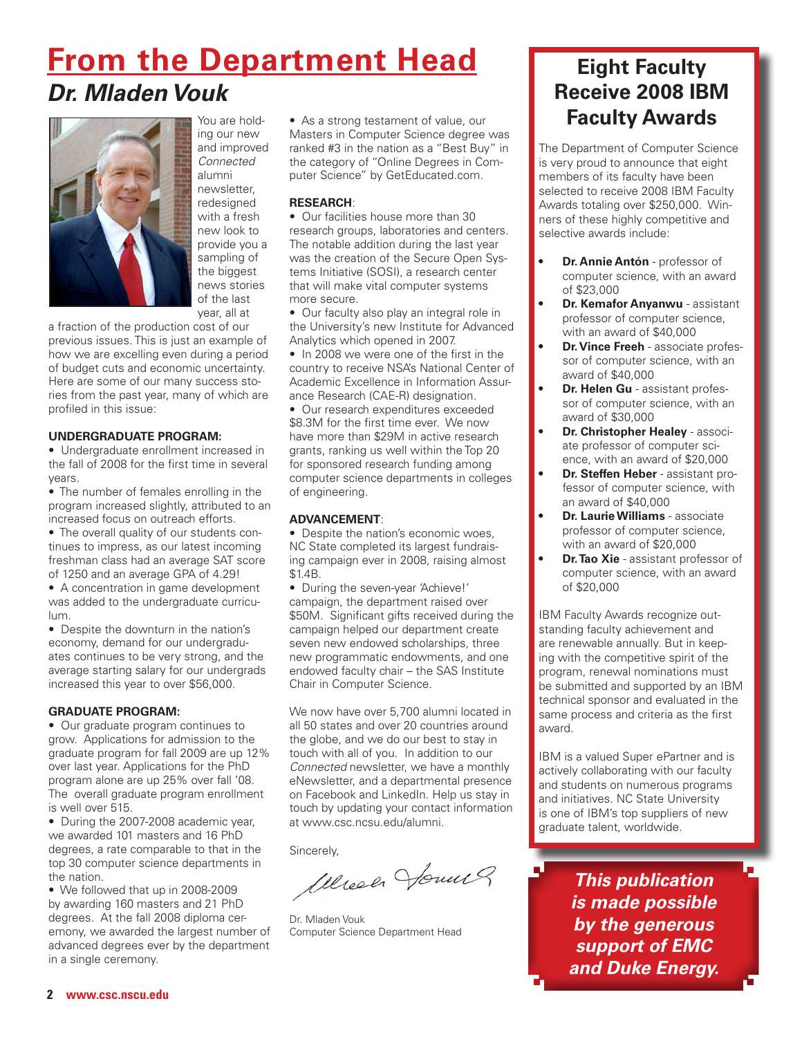# From the Department Head

## Dr. Mladen Vouk

You are holding our new and improved *Connected* alumni newsletter, redesigned with a fresh new look to provide you a sampling of the biggest news stories of the last year, all at a fraction of the production cost of our previous issues. This is just an example of how we are excelling even during a period of budget cuts and economic uncertainty. Here are some of our many success stories from the past year, many of which are profiled in this issue:

**UNDERGRADUATE PROGRAM:**

- Undergraduate enrollment increased in the fall of 2008 for the first time in several years.
- The number of females enrolling in the program increased slightly, attributed to an increased focus on outreach efforts.
- The overall quality of our students continues to impress, as our latest incoming freshman class had an average SAT score of 1250 and an average GPA of 4.29!
- A concentration in game development was added to the undergraduate curriculum.
- Despite the downturn in the nation's economy, demand for our undergraduates continues to be very strong, and the average starting salary for our undergrads increased this year to over $56,000.

**GRADUATE PROGRAM:**

- Our graduate program continues to grow. Applications for admission to the graduate program for fall 2009 are up 12% over last year. Applications for the PhD program alone are up 25% over fall '08. The overall graduate program enrollment is well over 515.
- During the 2007-2008 academic year, we awarded 101 masters and 16 PhD degrees, a rate comparable to that in the top 30 computer science departments in the nation.
- We followed that up in 2008-2009 by awarding 160 masters and 21 PhD degrees. At the fall 2008 diploma ceremony, we awarded the largest number of advanced degrees ever by the department in a single ceremony.
- As a strong testament of value, our Masters in Computer Science degree was ranked #3 in the nation as a "Best Buy" in the category of "Online Degrees in Computer Science" by GetEducated.com.

**RESEARCH**:

- Our facilities house more than 30 research groups, laboratories and centers. The notable addition during the last year was the creation of the Secure Open Systems Initiative (SOSI), a research center that will make vital computer systems more secure.
- Our faculty also play an integral role in the University's new Institute for Advanced Analytics which opened in 2007.
- In 2008 we were one of the first in the country to receive NSA's National Center of Academic Excellence in Information Assurance Research (CAE-R) designation.
- Our research expenditures exceeded $8.3M for the first time ever. We now have more than $29M in active research grants, ranking us well within the Top 20 for sponsored research funding among computer science departments in colleges of engineering.

**ADVANCEMENT**:

- Despite the nation's economic woes, NC State completed its largest fundraising campaign ever in 2008, raising almost $1.4B.
- During the seven-year 'Achieve!' campaign, the department raised over $50M. Significant gifts received during the campaign helped our department create seven new endowed scholarships, three new programmatic endowments, and one endowed faculty chair – the SAS Institute Chair in Computer Science.

We now have over 5,700 alumni located in all 50 states and over 20 countries around the globe, and we do our best to stay in touch with all of you. In addition to our *Connected* newsletter, we have a monthly eNewsletter, and a departmental presence on Facebook and LinkedIn. Help us stay in touch by updating your contact information at www.csc.ncsu.edu/alumni.

Sincerely,

Dr. Mladen Vouk
Computer Science Department Head

## Eight Faculty Receive 2008 IBM Faculty Awards

The Department of Computer Science is very proud to announce that eight members of its faculty have been selected to receive 2008 IBM Faculty Awards totaling over $250,000. Winners of these highly competitive and selective awards include:

- **Dr. Annie Antón** - professor of computer science, with an award of $23,000
- **Dr. Kemafor Anyanwu** - assistant professor of computer science, with an award of $40,000
- **Dr. Vince Freeh** - associate professor of computer science, with an award of $40,000
- **Dr. Helen Gu** - assistant professor of computer science, with an award of $30,000
- **Dr. Christopher Healey** - associate professor of computer science, with an award of $20,000
- **Dr. Steffen Heber** - assistant professor of computer science, with an award of $40,000
- **Dr. Laurie Williams** - associate professor of computer science, with an award of $20,000
- **Dr. Tao Xie** - assistant professor of computer science, with an award of $20,000

IBM Faculty Awards recognize outstanding faculty achievement and are renewable annually. But in keeping with the competitive spirit of the program, renewal nominations must be submitted and supported by an IBM technical sponsor and evaluated in the same process and criteria as the first award.

IBM is a valued Super ePartner and is actively collaborating with our faculty and students on numerous programs and initiatives. NC State University is one of IBM's top suppliers of new graduate talent, worldwide.

***This publication is made possible by the generous support of EMC and Duke Energy.***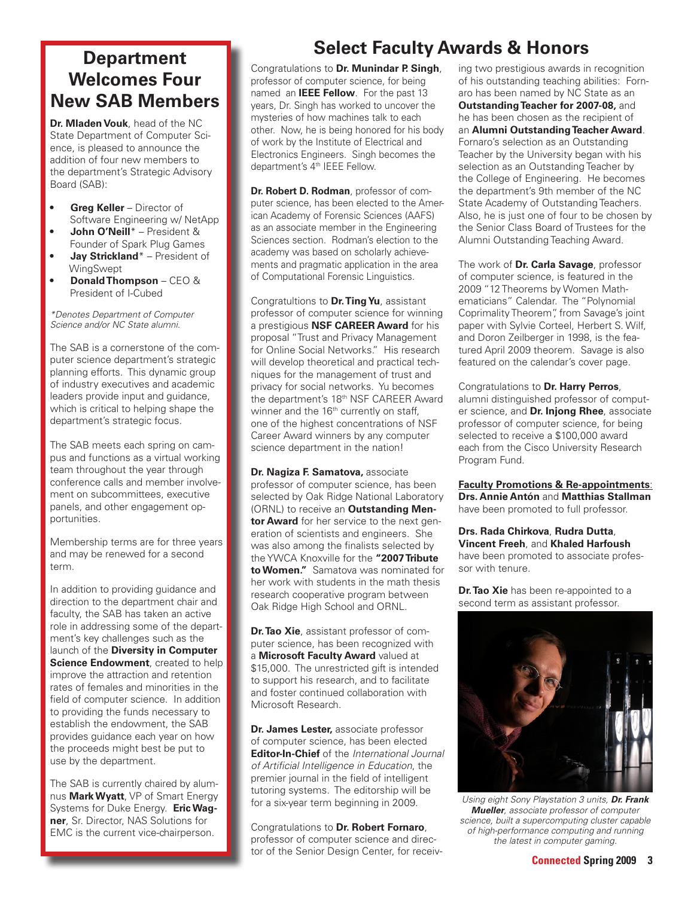## Department Welcomes Four New SAB Members

**Dr. Mladen Vouk**, head of the NC State Department of Computer Science, is pleased to announce the addition of four new members to the department's Strategic Advisory Board (SAB):

- **Greg Keller** – Director of Software Engineering w/ NetApp
- **John O'Neill*** – President & Founder of Spark Plug Games
- **Jay Strickland*** – President of WingSwept
- **Donald Thompson** – CEO & President of I-Cubed

*\*Denotes Department of Computer Science and/or NC State alumni.*

The SAB is a cornerstone of the computer science department's strategic planning efforts. This dynamic group of industry executives and academic leaders provide input and guidance, which is critical to helping shape the department's strategic focus.

The SAB meets each spring on campus and functions as a virtual working team throughout the year through conference calls and member involvement on subcommittees, executive panels, and other engagement opportunities.

Membership terms are for three years and may be renewed for a second term.

In addition to providing guidance and direction to the department chair and faculty, the SAB has taken an active role in addressing some of the department's key challenges such as the launch of the **Diversity in Computer Science Endowment**, created to help improve the attraction and retention rates of females and minorities in the field of computer science. In addition to providing the funds necessary to establish the endowment, the SAB provides guidance each year on how the proceeds might best be put to use by the department.

The SAB is currently chaired by alumnus **Mark Wyatt**, VP of Smart Energy Systems for Duke Energy. **Eric Wagner**, Sr. Director, NAS Solutions for EMC is the current vice-chairperson.

## Select Faculty Awards & Honors

Congratulations to **Dr. Munindar P. Singh**, professor of computer science, for being named an **IEEE Fellow**. For the past 13 years, Dr. Singh has worked to uncover the mysteries of how machines talk to each other. Now, he is being honored for his body of work by the Institute of Electrical and Electronics Engineers. Singh becomes the department's 4th IEEE Fellow.

**Dr. Robert D. Rodman**, professor of computer science, has been elected to the American Academy of Forensic Sciences (AAFS) as an associate member in the Engineering Sciences section. Rodman's election to the academy was based on scholarly achievements and pragmatic application in the area of Computational Forensic Linguistics.

Congratultions to **Dr. Ting Yu**, assistant professor of computer science for winning a prestigious **NSF CAREER Award** for his proposal "Trust and Privacy Management for Online Social Networks." His research will develop theoretical and practical techniques for the management of trust and privacy for social networks. Yu becomes the department's 18th NSF CAREER Award winner and the 16th currently on staff, one of the highest concentrations of NSF Career Award winners by any computer science department in the nation!

**Dr. Nagiza F. Samatova,** associate professor of computer science, has been selected by Oak Ridge National Laboratory (ORNL) to receive an **Outstanding Mentor Award** for her service to the next generation of scientists and engineers. She was also among the finalists selected by the YWCA Knoxville for the **"2007 Tribute to Women."** Samatova was nominated for her work with students in the math thesis research cooperative program between Oak Ridge High School and ORNL.

**Dr. Tao Xie**, assistant professor of computer science, has been recognized with a **Microsoft Faculty Award** valued at $15,000. The unrestricted gift is intended to support his research, and to facilitate and foster continued collaboration with Microsoft Research.

**Dr. James Lester,** associate professor of computer science, has been elected **Editor-In-Chief** of the *International Journal of Artificial Intelligence in Education*, the premier journal in the field of intelligent tutoring systems. The editorship will be for a six-year term beginning in 2009.

Congratulations to **Dr. Robert Fornaro**, professor of computer science and director of the Senior Design Center, for receiving two prestigious awards in recognition of his outstanding teaching abilities: Fornaro has been named by NC State as an **Outstanding Teacher for 2007-08,** and he has been chosen as the recipient of an **Alumni Outstanding Teacher Award**. Fornaro's selection as an Outstanding Teacher by the University began with his selection as an Outstanding Teacher by the College of Engineering. He becomes the department's 9th member of the NC State Academy of Outstanding Teachers. Also, he is just one of four to be chosen by the Senior Class Board of Trustees for the Alumni Outstanding Teaching Award.

The work of **Dr. Carla Savage**, professor of computer science, is featured in the 2009 "12 Theorems by Women Mathematicians" Calendar. The "Polynomial Coprimality Theorem", from Savage's joint paper with Sylvie Corteel, Herbert S. Wilf, and Doron Zeilberger in 1998, is the featured April 2009 theorem. Savage is also featured on the calendar's cover page.

Congratulations to **Dr. Harry Perros**, alumni distinguished professor of computer science, and **Dr. Injong Rhee**, associate professor of computer science, for being selected to receive a $100,000 award each from the Cisco University Research Program Fund.

**Faculty Promotions & Re-appointments**:
**Drs. Annie Antón** and **Matthias Stallman** have been promoted to full professor.

**Drs. Rada Chirkova**, **Rudra Dutta**, **Vincent Freeh**, and **Khaled Harfoush** have been promoted to associate professor with tenure.

**Dr. Tao Xie** has been re-appointed to a second term as assistant professor.

*Using eight Sony Playstation 3 units, **Dr. Frank Mueller**, associate professor of computer science, built a supercomputing cluster capable of high-performance computing and running the latest in computer gaming.*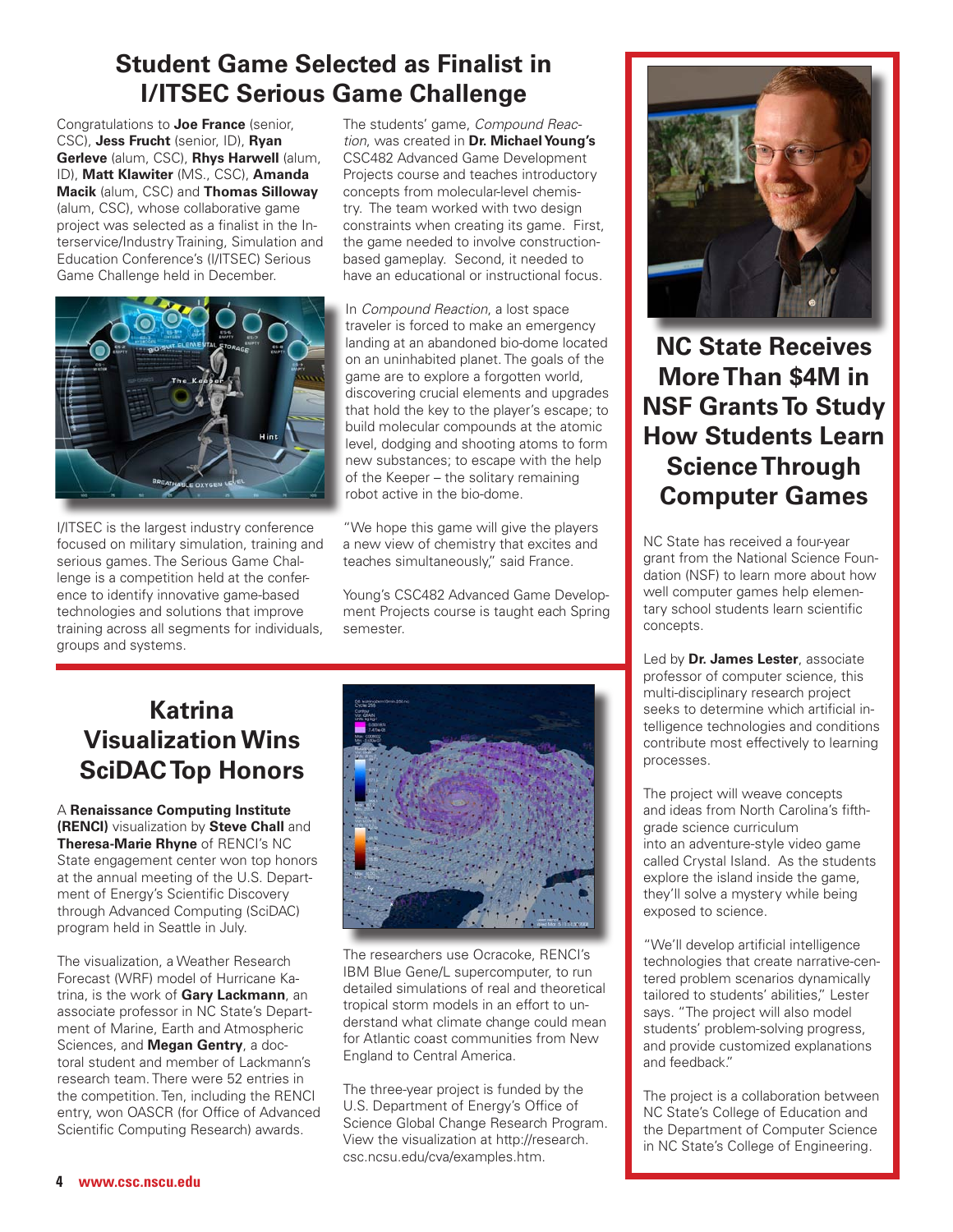## Student Game Selected as Finalist in I/ITSEC Serious Game Challenge

Congratulations to **Joe France** (senior, CSC), **Jess Frucht** (senior, ID), **Ryan Gerleve** (alum, CSC), **Rhys Harwell** (alum, ID), **Matt Klawiter** (MS., CSC), **Amanda Macik** (alum, CSC) and **Thomas Silloway** (alum, CSC), whose collaborative game project was selected as a finalist in the Interservice/Industry Training, Simulation and Education Conference's (I/ITSEC) Serious Game Challenge held in December.

I/ITSEC is the largest industry conference focused on military simulation, training and serious games. The Serious Game Challenge is a competition held at the conference to identify innovative game-based technologies and solutions that improve training across all segments for individuals, groups and systems.

The students' game, *Compound Reaction*, was created in **Dr. Michael Young's** CSC482 Advanced Game Development Projects course and teaches introductory concepts from molecular-level chemistry. The team worked with two design constraints when creating its game. First, the game needed to involve construction-based gameplay. Second, it needed to have an educational or instructional focus.

In *Compound Reaction*, a lost space traveler is forced to make an emergency landing at an abandoned bio-dome located on an uninhabited planet. The goals of the game are to explore a forgotten world, discovering crucial elements and upgrades that hold the key to the player's escape; to build molecular compounds at the atomic level, dodging and shooting atoms to form new substances; to escape with the help of the Keeper – the solitary remaining robot active in the bio-dome.

"We hope this game will give the players a new view of chemistry that excites and teaches simultaneously," said France.

Young's CSC482 Advanced Game Development Projects course is taught each Spring semester.

## Katrina Visualization Wins SciDAC Top Honors

A **Renaissance Computing Institute (RENCI)** visualization by **Steve Chall** and **Theresa-Marie Rhyne** of RENCI's NC State engagement center won top honors at the annual meeting of the U.S. Department of Energy's Scientific Discovery through Advanced Computing (SciDAC) program held in Seattle in July.

The visualization, a Weather Research Forecast (WRF) model of Hurricane Katrina, is the work of **Gary Lackmann**, an associate professor in NC State's Department of Marine, Earth and Atmospheric Sciences, and **Megan Gentry**, a doctoral student and member of Lackmann's research team. There were 52 entries in the competition. Ten, including the RENCI entry, won OASCR (for Office of Advanced Scientific Computing Research) awards.

The researchers use Ocracoke, RENCI's IBM Blue Gene/L supercomputer, to run detailed simulations of real and theoretical tropical storm models in an effort to understand what climate change could mean for Atlantic coast communities from New England to Central America.

The three-year project is funded by the U.S. Department of Energy's Office of Science Global Change Research Program. View the visualization at http://research.csc.ncsu.edu/cva/examples.htm.

## NC State Receives More Than $4M in NSF Grants To Study How Students Learn Science Through Computer Games

NC State has received a four-year grant from the National Science Foundation (NSF) to learn more about how well computer games help elementary school students learn scientific concepts.

Led by **Dr. James Lester**, associate professor of computer science, this multi-disciplinary research project seeks to determine which artificial intelligence technologies and conditions contribute most effectively to learning processes.

The project will weave concepts and ideas from North Carolina's fifth-grade science curriculum into an adventure-style video game called Crystal Island. As the students explore the island inside the game, they'll solve a mystery while being exposed to science.

"We'll develop artificial intelligence technologies that create narrative-centered problem scenarios dynamically tailored to students' abilities," Lester says. "The project will also model students' problem-solving progress, and provide customized explanations and feedback."

The project is a collaboration between NC State's College of Education and the Department of Computer Science in NC State's College of Engineering.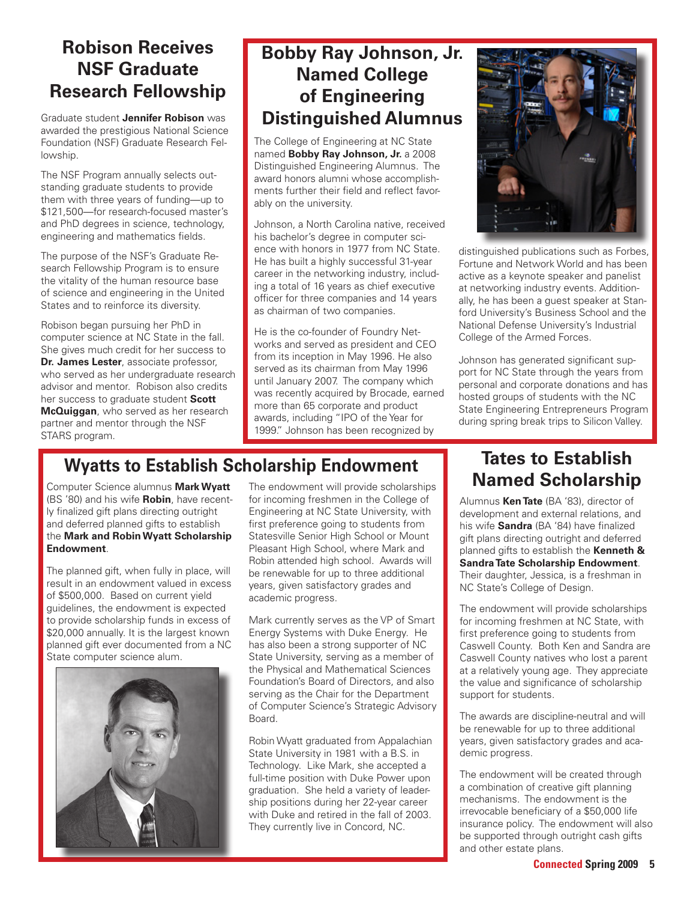## Robison Receives NSF Graduate Research Fellowship

Graduate student **Jennifer Robison** was awarded the prestigious National Science Foundation (NSF) Graduate Research Fellowship.

The NSF Program annually selects outstanding graduate students to provide them with three years of funding—up to $121,500—for research-focused master's and PhD degrees in science, technology, engineering and mathematics fields.

The purpose of the NSF's Graduate Research Fellowship Program is to ensure the vitality of the human resource base of science and engineering in the United States and to reinforce its diversity.

Robison began pursuing her PhD in computer science at NC State in the fall. She gives much credit for her success to **Dr. James Lester**, associate professor, who served as her undergraduate research advisor and mentor. Robison also credits her success to graduate student **Scott McQuiggan**, who served as her research partner and mentor through the NSF STARS program.

## Bobby Ray Johnson, Jr. Named College of Engineering Distinguished Alumnus

The College of Engineering at NC State named **Bobby Ray Johnson, Jr.** a 2008 Distinguished Engineering Alumnus. The award honors alumni whose accomplishments further their field and reflect favorably on the university.

Johnson, a North Carolina native, received his bachelor's degree in computer science with honors in 1977 from NC State. He has built a highly successful 31-year career in the networking industry, including a total of 16 years as chief executive officer for three companies and 14 years as chairman of two companies.

He is the co-founder of Foundry Networks and served as president and CEO from its inception in May 1996. He also served as its chairman from May 1996 until January 2007. The company which was recently acquired by Brocade, earned more than 65 corporate and product awards, including "IPO of the Year for 1999." Johnson has been recognized by distinguished publications such as Forbes, Fortune and Network World and has been active as a keynote speaker and panelist at networking industry events. Additionally, he has been a guest speaker at Stanford University's Business School and the National Defense University's Industrial College of the Armed Forces.

Johnson has generated significant support for NC State through the years from personal and corporate donations and has hosted groups of students with the NC State Engineering Entrepreneurs Program during spring break trips to Silicon Valley.

## Wyatts to Establish Scholarship Endowment

Computer Science alumnus **Mark Wyatt** (BS '80) and his wife **Robin**, have recently finalized gift plans directing outright and deferred planned gifts to establish the **Mark and Robin Wyatt Scholarship Endowment**.

The planned gift, when fully in place, will result in an endowment valued in excess of $500,000. Based on current yield guidelines, the endowment is expected to provide scholarship funds in excess of $20,000 annually. It is the largest known planned gift ever documented from a NC State computer science alum.

The endowment will provide scholarships for incoming freshmen in the College of Engineering at NC State University, with first preference going to students from Statesville Senior High School or Mount Pleasant High School, where Mark and Robin attended high school. Awards will be renewable for up to three additional years, given satisfactory grades and academic progress.

Mark currently serves as the VP of Smart Energy Systems with Duke Energy. He has also been a strong supporter of NC State University, serving as a member of the Physical and Mathematical Sciences Foundation's Board of Directors, and also serving as the Chair for the Department of Computer Science's Strategic Advisory Board.

Robin Wyatt graduated from Appalachian State University in 1981 with a B.S. in Technology. Like Mark, she accepted a full-time position with Duke Power upon graduation. She held a variety of leadership positions during her 22-year career with Duke and retired in the fall of 2003. They currently live in Concord, NC.

## Tates to Establish Named Scholarship

Alumnus **Ken Tate** (BA '83), director of development and external relations, and his wife **Sandra** (BA '84) have finalized gift plans directing outright and deferred planned gifts to establish the **Kenneth & Sandra Tate Scholarship Endowment**. Their daughter, Jessica, is a freshman in NC State's College of Design.

The endowment will provide scholarships for incoming freshmen at NC State, with first preference going to students from Caswell County. Both Ken and Sandra are Caswell County natives who lost a parent at a relatively young age. They appreciate the value and significance of scholarship support for students.

The awards are discipline-neutral and will be renewable for up to three additional years, given satisfactory grades and academic progress.

The endowment will be created through a combination of creative gift planning mechanisms. The endowment is the irrevocable beneficiary of a $50,000 life insurance policy. The endowment will also be supported through outright cash gifts and other estate plans.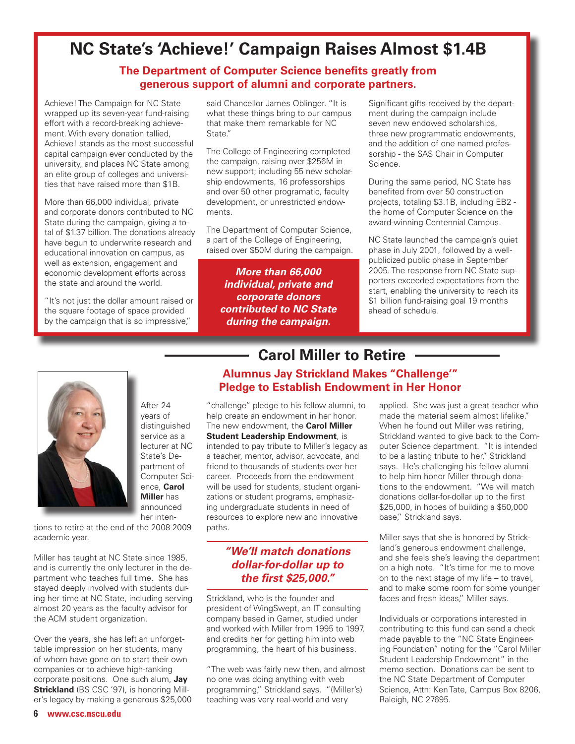# NC State's 'Achieve!' Campaign Raises Almost $1.4B

**The Department of Computer Science benefits greatly from generous support of alumni and corporate partners.**

Achieve! The Campaign for NC State wrapped up its seven-year fund-raising effort with a record-breaking achievement. With every donation tallied, Achieve! stands as the most successful capital campaign ever conducted by the university, and places NC State among an elite group of colleges and universities that have raised more than $1B.

More than 66,000 individual, private and corporate donors contributed to NC State during the campaign, giving a total of $1.37 billion. The donations already have begun to underwrite research and educational innovation on campus, as well as extension, engagement and economic development efforts across the state and around the world.

"It's not just the dollar amount raised or the square footage of space provided by the campaign that is so impressive," said Chancellor James Oblinger. "It is what these things bring to our campus that make them remarkable for NC State."

The College of Engineering completed the campaign, raising over $256M in new support; including 55 new scholarship endowments, 16 professorships and over 50 other programatic, faculty development, or unrestricted endowments.

The Department of Computer Science, a part of the College of Engineering, raised over $50M during the campaign.

***More than 66,000 individual, private and corporate donors contributed to NC State during the campaign.***

Significant gifts received by the department during the campaign include seven new endowed scholarships, three new programmatic endowments, and the addition of one named professorship - the SAS Chair in Computer Science.

During the same period, NC State has benefited from over 50 construction projects, totaling $3.1B, including EB2 - the home of Computer Science on the award-winning Centennial Campus.

NC State launched the campaign's quiet phase in July 2001, followed by a well-publicized public phase in September 2005. The response from NC State supporters exceeded expectations from the start, enabling the university to reach its $1 billion fund-raising goal 19 months ahead of schedule.

# Carol Miller to Retire

**Alumnus Jay Strickland Makes "Challenge'" Pledge to Establish Endowment in Her Honor**

After 24 years of distinguished service as a lecturer at NC State's Department of Computer Science, **Carol Miller** has announced her intentions to retire at the end of the 2008-2009 academic year.

Miller has taught at NC State since 1985, and is currently the only lecturer in the department who teaches full time. She has stayed deeply involved with students during her time at NC State, including serving almost 20 years as the faculty advisor for the ACM student organization.

Over the years, she has left an unforgettable impression on her students, many of whom have gone on to start their own companies or to achieve high-ranking corporate positions. One such alum, **Jay Strickland** (BS CSC '97), is honoring Miller's legacy by making a generous $25,000 "challenge" pledge to his fellow alumni, to help create an endowment in her honor. The new endowment, the **Carol Miller Student Leadership Endowment**, is intended to pay tribute to Miller's legacy as a teacher, mentor, advisor, advocate, and friend to thousands of students over her career. Proceeds from the endowment will be used for students, student organizations or student programs, emphasizing undergraduate students in need of resources to explore new and innovative paths.

***"We'll match donations dollar-for-dollar up to the first $25,000."***

Strickland, who is the founder and president of WingSwept, an IT consulting company based in Garner, studied under and worked with Miller from 1995 to 1997, and credits her for getting him into web programming, the heart of his business.

"The web was fairly new then, and almost no one was doing anything with web programming," Strickland says. "(Miller's) teaching was very real-world and very applied. She was just a great teacher who made the material seem almost lifelike." When he found out Miller was retiring, Strickland wanted to give back to the Computer Science department. "It is intended to be a lasting tribute to her," Strickland says. He's challenging his fellow alumni to help him honor Miller through donations to the endowment. "We will match donations dollar-for-dollar up to the first $25,000, in hopes of building a $50,000 base," Strickland says.

Miller says that she is honored by Strickland's generous endowment challenge, and she feels she's leaving the department on a high note. "It's time for me to move on to the next stage of my life – to travel, and to make some room for some younger faces and fresh ideas," Miller says.

Individuals or corporations interested in contributing to this fund can send a check made payable to the "NC State Engineering Foundation" noting for the "Carol Miller Student Leadership Endowment" in the memo section. Donations can be sent to the NC State Department of Computer Science, Attn: Ken Tate, Campus Box 8206, Raleigh, NC 27695.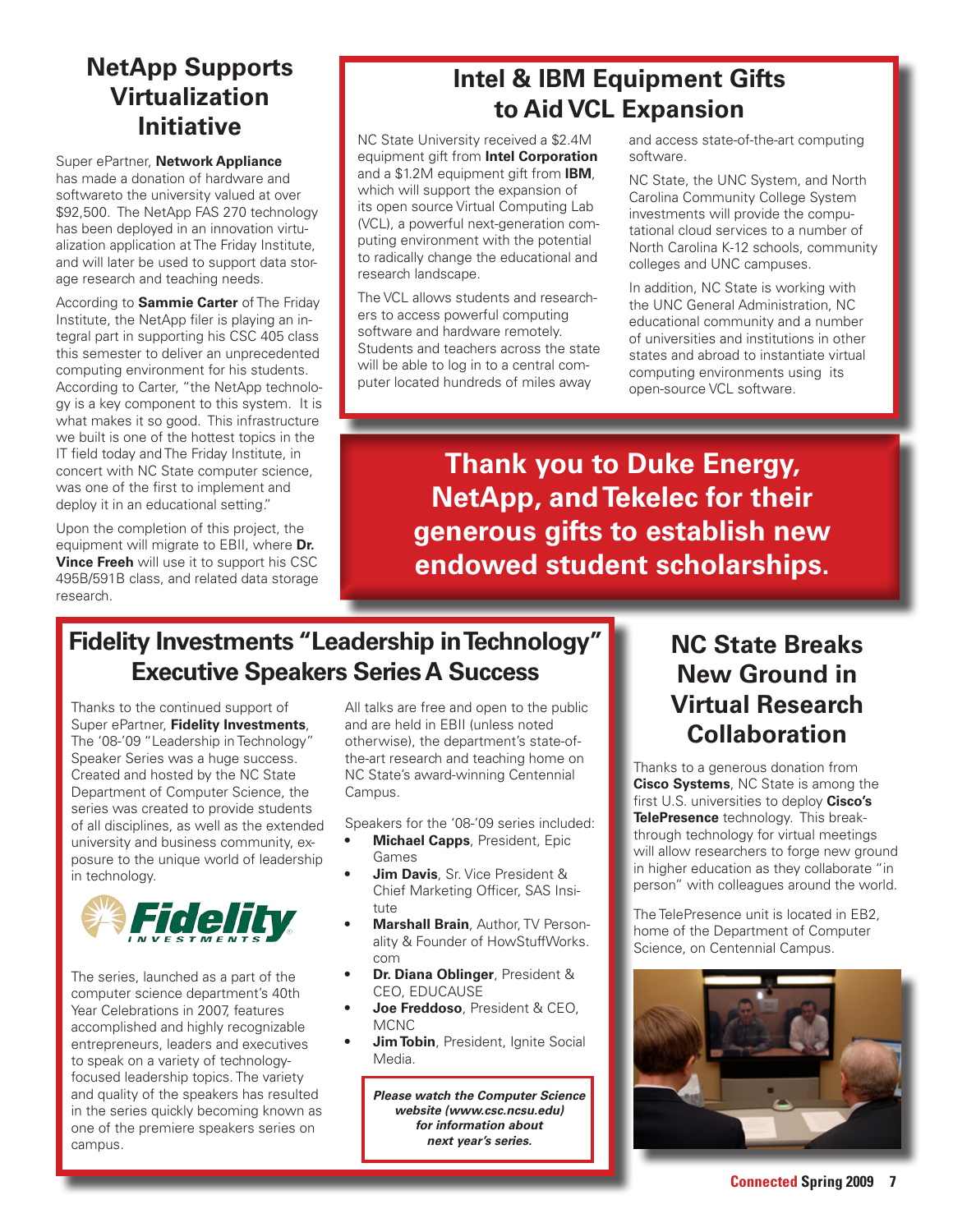## NetApp Supports Virtualization Initiative

Super ePartner, **Network Appliance** has made a donation of hardware and softwareto the university valued at over $92,500. The NetApp FAS 270 technology has been deployed in an innovation virtualization application at The Friday Institute, and will later be used to support data storage research and teaching needs.

According to **Sammie Carter** of The Friday Institute, the NetApp filer is playing an integral part in supporting his CSC 405 class this semester to deliver an unprecedented computing environment for his students. According to Carter, "the NetApp technology is a key component to this system. It is what makes it so good. This infrastructure we built is one of the hottest topics in the IT field today and The Friday Institute, in concert with NC State computer science, was one of the first to implement and deploy it in an educational setting."

Upon the completion of this project, the equipment will migrate to EBII, where **Dr. Vince Freeh** will use it to support his CSC 495B/591B class, and related data storage research.

## Intel & IBM Equipment Gifts to Aid VCL Expansion

NC State University received a $2.4M equipment gift from **Intel Corporation** and a $1.2M equipment gift from **IBM**, which will support the expansion of its open source Virtual Computing Lab (VCL), a powerful next-generation computing environment with the potential to radically change the educational and research landscape.

The VCL allows students and researchers to access powerful computing software and hardware remotely. Students and teachers across the state will be able to log in to a central computer located hundreds of miles away and access state-of-the-art computing software.

NC State, the UNC System, and North Carolina Community College System investments will provide the computational cloud services to a number of North Carolina K-12 schools, community colleges and UNC campuses.

In addition, NC State is working with the UNC General Administration, NC educational community and a number of universities and institutions in other states and abroad to instantiate virtual computing environments using its open-source VCL software.

**Thank you to Duke Energy, NetApp, and Tekelec for their generous gifts to establish new endowed student scholarships.**

## Fidelity Investments "Leadership in Technology" Executive Speakers Series A Success

Thanks to the continued support of Super ePartner, **Fidelity Investments**, The '08-'09 "Leadership in Technology" Speaker Series was a huge success. Created and hosted by the NC State Department of Computer Science, the series was created to provide students of all disciplines, as well as the extended university and business community, exposure to the unique world of leadership in technology.

The series, launched as a part of the computer science department's 40th Year Celebrations in 2007, features accomplished and highly recognizable entrepreneurs, leaders and executives to speak on a variety of technology-focused leadership topics. The variety and quality of the speakers has resulted in the series quickly becoming known as one of the premiere speakers series on campus.

All talks are free and open to the public and are held in EBII (unless noted otherwise), the department's state-of-the-art research and teaching home on NC State's award-winning Centennial Campus.

Speakers for the '08-'09 series included:

- **Michael Capps**, President, Epic Games
- **Jim Davis**, Sr. Vice President & Chief Marketing Officer, SAS Insitute
- **Marshall Brain**, Author, TV Personality & Founder of HowStuffWorks.com
- **Dr. Diana Oblinger**, President & CEO, EDUCAUSE
- **Joe Freddoso**, President & CEO, MCNC
- **Jim Tobin**, President, Ignite Social Media.

***Please watch the Computer Science website (www.csc.ncsu.edu) for information about next year's series.***

## NC State Breaks New Ground in Virtual Research Collaboration

Thanks to a generous donation from **Cisco Systems**, NC State is among the first U.S. universities to deploy **Cisco's TelePresence** technology. This breakthrough technology for virtual meetings will allow researchers to forge new ground in higher education as they collaborate "in person" with colleagues around the world.

The TelePresence unit is located in EB2, home of the Department of Computer Science, on Centennial Campus.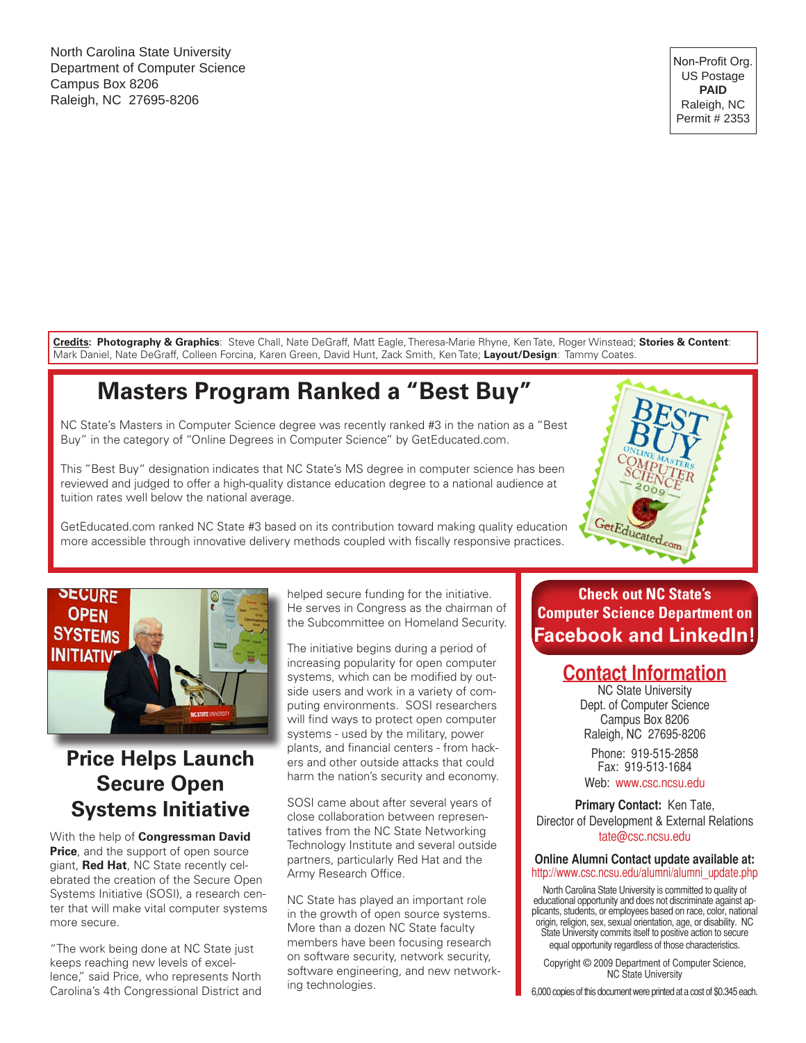North Carolina State University
Department of Computer Science
Campus Box 8206
Raleigh, NC 27695-8206

Non-Profit Org.
US Postage
**PAID**
Raleigh, NC
Permit # 2353

**Credits: Photography & Graphics**: Steve Chall, Nate DeGraff, Matt Eagle, Theresa-Marie Rhyne, Ken Tate, Roger Winstead; **Stories & Content**: Mark Daniel, Nate DeGraff, Colleen Forcina, Karen Green, David Hunt, Zack Smith, Ken Tate; **Layout/Design**: Tammy Coates.

# Masters Program Ranked a "Best Buy"

NC State's Masters in Computer Science degree was recently ranked #3 in the nation as a "Best Buy" in the category of "Online Degrees in Computer Science" by GetEducated.com.

This "Best Buy" designation indicates that NC State's MS degree in computer science has been reviewed and judged to offer a high-quality distance education degree to a national audience at tuition rates well below the national average.

GetEducated.com ranked NC State #3 based on its contribution toward making quality education more accessible through innovative delivery methods coupled with fiscally responsive practices.

# Price Helps Launch Secure Open Systems Initiative

With the help of **Congressman David Price**, and the support of open source giant, **Red Hat**, NC State recently celebrated the creation of the Secure Open Systems Initiative (SOSI), a research center that will make vital computer systems more secure.

"The work being done at NC State just keeps reaching new levels of excellence," said Price, who represents North Carolina's 4th Congressional District and helped secure funding for the initiative. He serves in Congress as the chairman of the Subcommittee on Homeland Security.

The initiative begins during a period of increasing popularity for open computer systems, which can be modified by outside users and work in a variety of computing environments. SOSI researchers will find ways to protect open computer systems - used by the military, power plants, and financial centers - from hackers and other outside attacks that could harm the nation's security and economy.

SOSI came about after several years of close collaboration between representatives from the NC State Networking Technology Institute and several outside partners, particularly Red Hat and the Army Research Office.

NC State has played an important role in the growth of open source systems. More than a dozen NC State faculty members have been focusing research on software security, network security, software engineering, and new networking technologies.

**Check out NC State's Computer Science Department on Facebook and LinkedIn!**

## Contact Information

NC State University
Dept. of Computer Science
Campus Box 8206
Raleigh, NC 27695-8206

Phone: 919-515-2858
Fax: 919-513-1684
Web: www.csc.ncsu.edu

**Primary Contact:** Ken Tate,
Director of Development & External Relations
tate@csc.ncsu.edu

**Online Alumni Contact update available at:**
http://www.csc.ncsu.edu/alumni/alumni_update.php

North Carolina State University is committed to quality of educational opportunity and does not discriminate against applicants, students, or employees based on race, color, national origin, religion, sex, sexual orientation, age, or disability. NC State University commits itself to positive action to secure equal opportunity regardless of those characteristics.

Copyright © 2009 Department of Computer Science, NC State University

6,000 copies of this document were printed at a cost of $0.345 each.